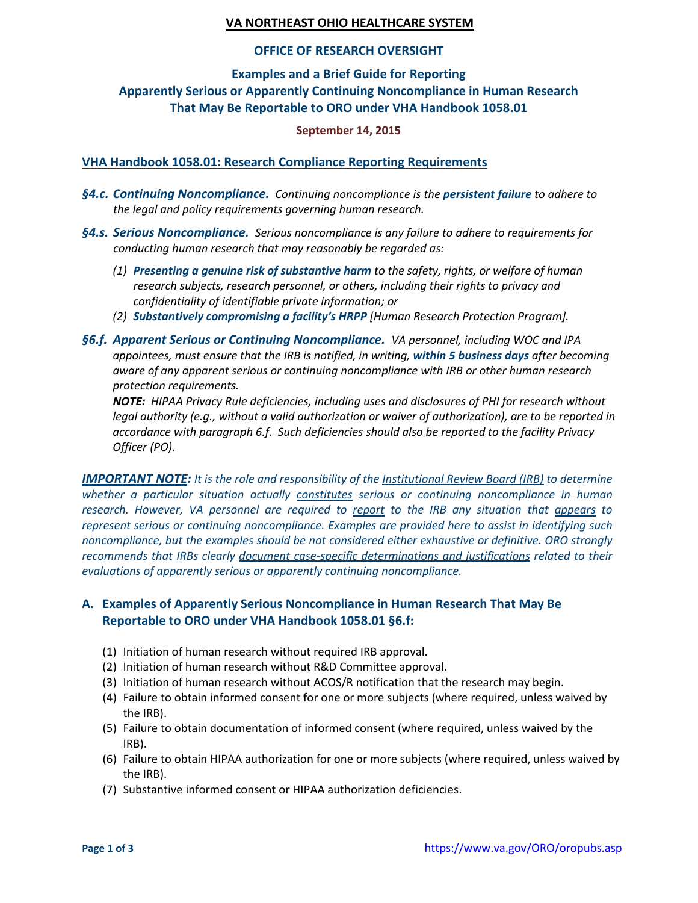# VA NORTHEAST OHIO HEALTHCARE SYSTEM

## OFFICE OF RESEARCH OVERSIGHT

## Examples and a Brief Guide for Reporting Apparently Serious or Apparently Continuing Noncompliance in Human Research That May Be Reportable to ORO under VHA Handbook 1058.01

**September 14, 2015**

### VHA Handbook 1058.01: Research Compliance Reporting Requirements

***§4.c. Continuing Noncompliance.*** *Continuing noncompliance is the **persistent failure** to adhere to the legal and policy requirements governing human research.*

***§4.s. Serious Noncompliance.*** *Serious noncompliance is any failure to adhere to requirements for conducting human research that may reasonably be regarded as:*

*(1) **Presenting a genuine risk of substantive harm** to the safety, rights, or welfare of human research subjects, research personnel, or others, including their rights to privacy and confidentiality of identifiable private information; or*

*(2) **Substantively compromising a facility's HRPP** [Human Research Protection Program].*

***§6.f. Apparent Serious or Continuing Noncompliance.*** *VA personnel, including WOC and IPA appointees, must ensure that the IRB is notified, in writing, **within 5 business days** after becoming aware of any apparent serious or continuing noncompliance with IRB or other human research protection requirements.*

***NOTE:*** *HIPAA Privacy Rule deficiencies, including uses and disclosures of PHI for research without legal authority (e.g., without a valid authorization or waiver of authorization), are to be reported in accordance with paragraph 6.f. Such deficiencies should also be reported to the facility Privacy Officer (PO).*

***IMPORTANT NOTE:*** *It is the role and responsibility of the Institutional Review Board (IRB) to determine whether a particular situation actually constitutes serious or continuing noncompliance in human research. However, VA personnel are required to report to the IRB any situation that appears to represent serious or continuing noncompliance. Examples are provided here to assist in identifying such noncompliance, but the examples should be not considered either exhaustive or definitive. ORO strongly recommends that IRBs clearly document case-specific determinations and justifications related to their evaluations of apparently serious or apparently continuing noncompliance.*

### A. Examples of Apparently Serious Noncompliance in Human Research That May Be Reportable to ORO under VHA Handbook 1058.01 §6.f:

(1) Initiation of human research without required IRB approval.
(2) Initiation of human research without R&D Committee approval.
(3) Initiation of human research without ACOS/R notification that the research may begin.
(4) Failure to obtain informed consent for one or more subjects (where required, unless waived by the IRB).
(5) Failure to obtain documentation of informed consent (where required, unless waived by the IRB).
(6) Failure to obtain HIPAA authorization for one or more subjects (where required, unless waived by the IRB).
(7) Substantive informed consent or HIPAA authorization deficiencies.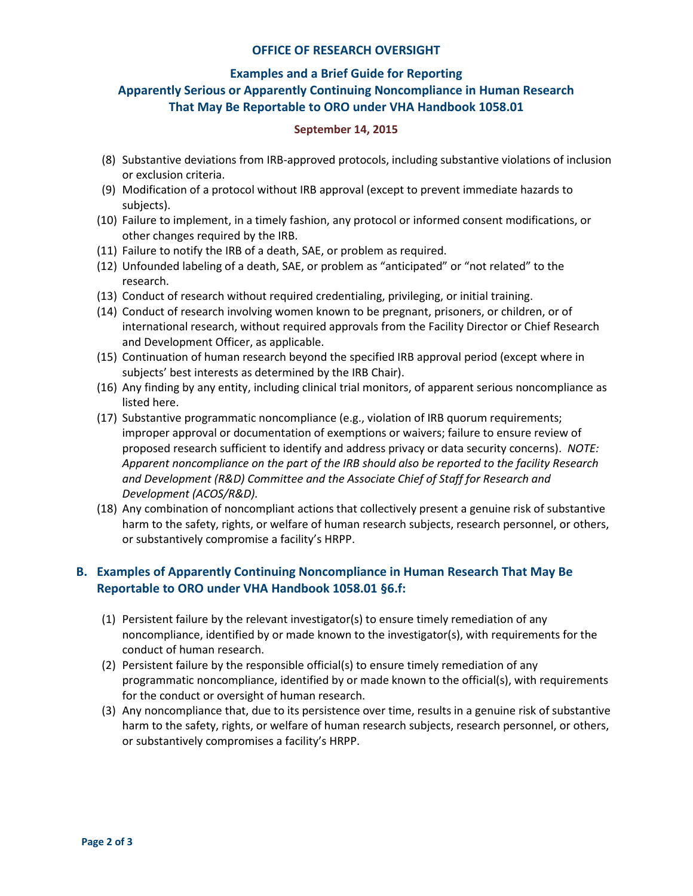(8) Substantive deviations from IRB-approved protocols, including substantive violations of inclusion or exclusion criteria.

(9) Modification of a protocol without IRB approval (except to prevent immediate hazards to subjects).

(10) Failure to implement, in a timely fashion, any protocol or informed consent modifications, or other changes required by the IRB.

(11) Failure to notify the IRB of a death, SAE, or problem as required.

(12) Unfounded labeling of a death, SAE, or problem as "anticipated" or "not related" to the research.

(13) Conduct of research without required credentialing, privileging, or initial training.

(14) Conduct of research involving women known to be pregnant, prisoners, or children, or of international research, without required approvals from the Facility Director or Chief Research and Development Officer, as applicable.

(15) Continuation of human research beyond the specified IRB approval period (except where in subjects' best interests as determined by the IRB Chair).

(16) Any finding by any entity, including clinical trial monitors, of apparent serious noncompliance as listed here.

(17) Substantive programmatic noncompliance (e.g., violation of IRB quorum requirements; improper approval or documentation of exemptions or waivers; failure to ensure review of proposed research sufficient to identify and address privacy or data security concerns). *NOTE: Apparent noncompliance on the part of the IRB should also be reported to the facility Research and Development (R&D) Committee and the Associate Chief of Staff for Research and Development (ACOS/R&D).*

(18) Any combination of noncompliant actions that collectively present a genuine risk of substantive harm to the safety, rights, or welfare of human research subjects, research personnel, or others, or substantively compromise a facility's HRPP.

## B. Examples of Apparently Continuing Noncompliance in Human Research That May Be Reportable to ORO under VHA Handbook 1058.01 §6.f:

(1) Persistent failure by the relevant investigator(s) to ensure timely remediation of any noncompliance, identified by or made known to the investigator(s), with requirements for the conduct of human research.

(2) Persistent failure by the responsible official(s) to ensure timely remediation of any programmatic noncompliance, identified by or made known to the official(s), with requirements for the conduct or oversight of human research.

(3) Any noncompliance that, due to its persistence over time, results in a genuine risk of substantive harm to the safety, rights, or welfare of human research subjects, research personnel, or others, or substantively compromises a facility's HRPP.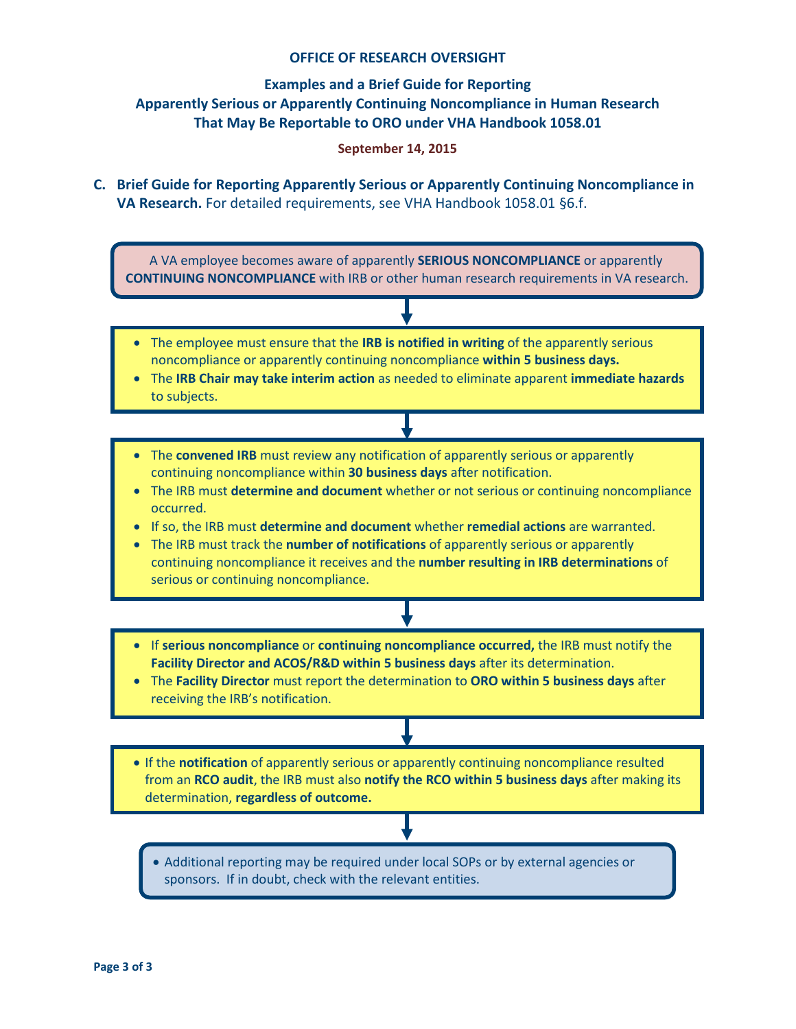**OFFICE OF RESEARCH OVERSIGHT**

**Examples and a Brief Guide for Reporting**
**Apparently Serious or Apparently Continuing Noncompliance in Human Research**
**That May Be Reportable to ORO under VHA Handbook 1058.01**

**September 14, 2015**

**C. Brief Guide for Reporting Apparently Serious or Apparently Continuing Noncompliance in VA Research.** For detailed requirements, see VHA Handbook 1058.01 §6.f.

A VA employee becomes aware of apparently **SERIOUS NONCOMPLIANCE** or apparently **CONTINUING NONCOMPLIANCE** with IRB or other human research requirements in VA research.

↓

- The employee must ensure that the **IRB is notified in writing** of the apparently serious noncompliance or apparently continuing noncompliance **within 5 business days.**
- The **IRB Chair may take interim action** as needed to eliminate apparent **immediate hazards** to subjects.

↓

- The **convened IRB** must review any notification of apparently serious or apparently continuing noncompliance within **30 business days** after notification.
- The IRB must **determine and document** whether or not serious or continuing noncompliance occurred.
- If so, the IRB must **determine and document** whether **remedial actions** are warranted.
- The IRB must track the **number of notifications** of apparently serious or apparently continuing noncompliance it receives and the **number resulting in IRB determinations** of serious or continuing noncompliance.

↓

- If **serious noncompliance** or **continuing noncompliance occurred,** the IRB must notify the **Facility Director and ACOS/R&D within 5 business days** after its determination.
- The **Facility Director** must report the determination to **ORO within 5 business days** after receiving the IRB's notification.

↓

- If the **notification** of apparently serious or apparently continuing noncompliance resulted from an **RCO audit**, the IRB must also **notify the RCO within 5 business days** after making its determination, **regardless of outcome.**

↓

- Additional reporting may be required under local SOPs or by external agencies or sponsors. If in doubt, check with the relevant entities.